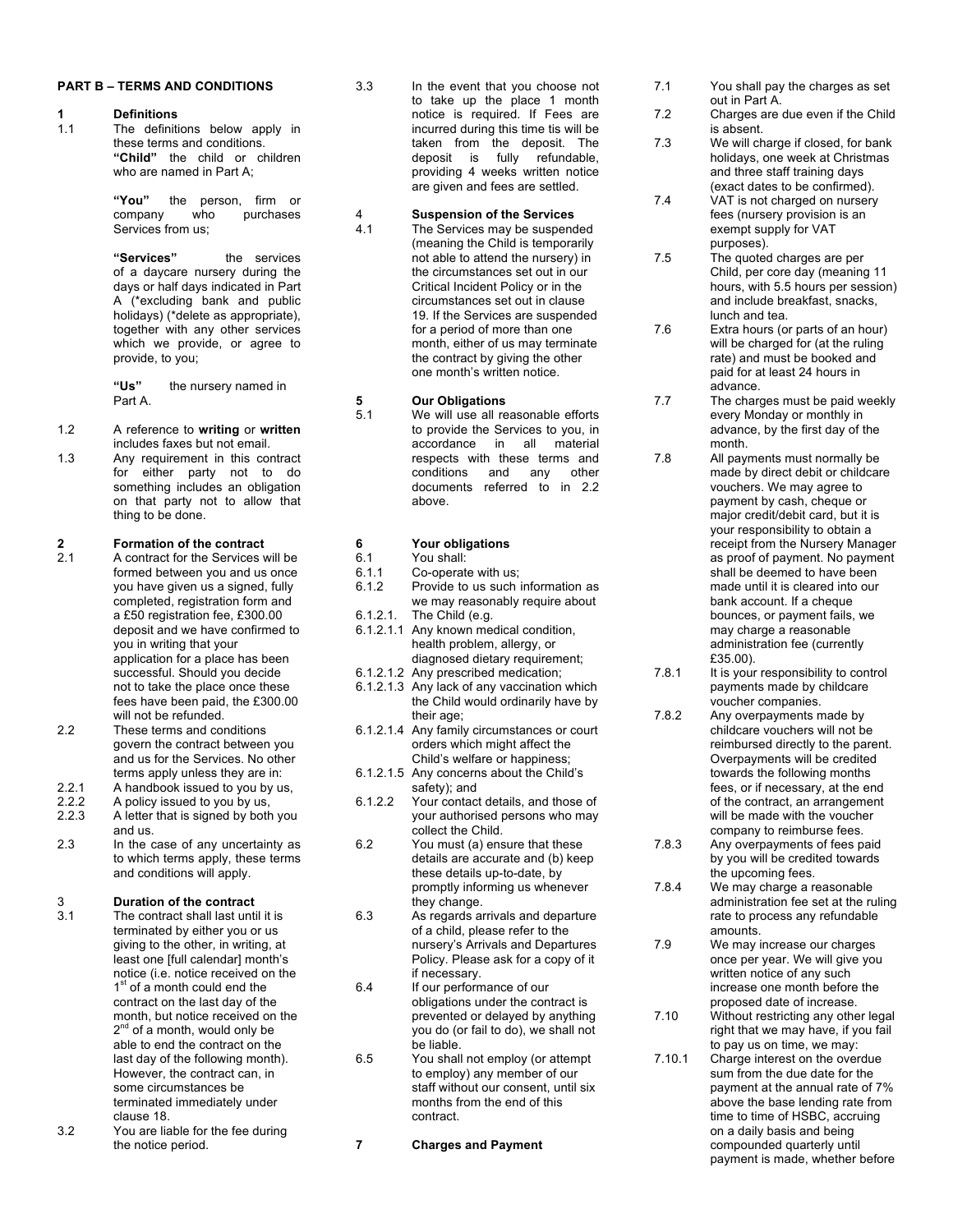## PART B – TERMS AND CONDITIONS

### 1 Definitions

1.1 The definitions below apply in these terms and conditions.

**"Child"** the child or children who are named in Part A;

**"You"** the person, firm or company who purchases Services from us;

**"Services"** the services of a daycare nursery during the days or half days indicated in Part A (*excluding bank and public holidays) (*delete as appropriate), together with any other services which we provide, or agree to provide, to you;

**"Us"** the nursery named in Part A.

1.2 A reference to **writing** or **written** includes faxes but not email.

1.3 Any requirement in this contract for either party not to do something includes an obligation on that party not to allow that thing to be done.

### 2 Formation of the contract

2.1 A contract for the Services will be formed between you and us once you have given us a signed, fully completed, registration form and a £50 registration fee, £300.00 deposit and we have confirmed to you in writing that your application for a place has been successful. Should you decide not to take the place once these fees have been paid, the £300.00 will not be refunded.

2.2 These terms and conditions govern the contract between you and us for the Services. No other terms apply unless they are in:

2.2.1 A handbook issued to you by us,

2.2.2 A policy issued to you by us,

2.2.3 A letter that is signed by both you and us.

2.3 In the case of any uncertainty as to which terms apply, these terms and conditions will apply.

### 3 Duration of the contract

3.1 The contract shall last until it is terminated by either you or us giving to the other, in writing, at least one [full calendar] month's notice (i.e. notice received on the 1st of a month could end the contract on the last day of the month, but notice received on the 2nd of a month, would only be able to end the contract on the last day of the following month). However, the contract can, in some circumstances be terminated immediately under clause 18.

3.2 You are liable for the fee during the notice period.

3.3 In the event that you choose not to take up the place 1 month notice is required. If Fees are incurred during this time tis will be taken from the deposit. The deposit is fully refundable, providing 4 weeks written notice are given and fees are settled.

### 4 Suspension of the Services

4.1 The Services may be suspended (meaning the Child is temporarily not able to attend the nursery) in the circumstances set out in our Critical Incident Policy or in the circumstances set out in clause 19. If the Services are suspended for a period of more than one month, either of us may terminate the contract by giving the other one month's written notice.

### 5 Our Obligations

5.1 We will use all reasonable efforts to provide the Services to you, in accordance in all material respects with these terms and conditions and any other documents referred to in 2.2 above.

### 6 Your obligations

6.1 You shall:

6.1.1 Co-operate with us;

6.1.2 Provide to us such information as we may reasonably require about

6.1.2.1. The Child (e.g.

6.1.2.1.1 Any known medical condition, health problem, allergy, or diagnosed dietary requirement;

6.1.2.1.2 Any prescribed medication;

6.1.2.1.3 Any lack of any vaccination which the Child would ordinarily have by their age;

6.1.2.1.4 Any family circumstances or court orders which might affect the Child's welfare or happiness;

6.1.2.1.5 Any concerns about the Child's safety); and

6.1.2.2 Your contact details, and those of your authorised persons who may collect the Child.

6.2 You must (a) ensure that these details are accurate and (b) keep these details up-to-date, by promptly informing us whenever they change.

6.3 As regards arrivals and departure of a child, please refer to the nursery's Arrivals and Departures Policy. Please ask for a copy of it if necessary.

6.4 If our performance of our obligations under the contract is prevented or delayed by anything you do (or fail to do), we shall not be liable.

6.5 You shall not employ (or attempt to employ) any member of our staff without our consent, until six months from the end of this contract.

### 7 Charges and Payment

7.1 You shall pay the charges as set out in Part A.

7.2 Charges are due even if the Child is absent.

7.3 We will charge if closed, for bank holidays, one week at Christmas and three staff training days (exact dates to be confirmed).

7.4 VAT is not charged on nursery fees (nursery provision is an exempt supply for VAT purposes).

7.5 The quoted charges are per Child, per core day (meaning 11 hours, with 5.5 hours per session) and include breakfast, snacks, lunch and tea.

7.6 Extra hours (or parts of an hour) will be charged for (at the ruling rate) and must be booked and paid for at least 24 hours in advance.

7.7 The charges must be paid weekly every Monday or monthly in advance, by the first day of the month.

7.8 All payments must normally be made by direct debit or childcare vouchers. We may agree to payment by cash, cheque or major credit/debit card, but it is your responsibility to obtain a receipt from the Nursery Manager as proof of payment. No payment shall be deemed to have been made until it is cleared into our bank account. If a cheque bounces, or payment fails, we may charge a reasonable administration fee (currently £35.00).

7.8.1 It is your responsibility to control payments made by childcare voucher companies.

7.8.2 Any overpayments made by childcare vouchers will not be reimbursed directly to the parent. Overpayments will be credited towards the following months fees, or if necessary, at the end of the contract, an arrangement will be made with the voucher company to reimburse fees.

7.8.3 Any overpayments of fees paid by you will be credited towards the upcoming fees.

7.8.4 We may charge a reasonable administration fee set at the ruling rate to process any refundable amounts.

7.9 We may increase our charges once per year. We will give you written notice of any such increase one month before the proposed date of increase.

7.10 Without restricting any other legal right that we may have, if you fail to pay us on time, we may:

7.10.1 Charge interest on the overdue sum from the due date for the payment at the annual rate of 7% above the base lending rate from time to time of HSBC, accruing on a daily basis and being compounded quarterly until payment is made, whether before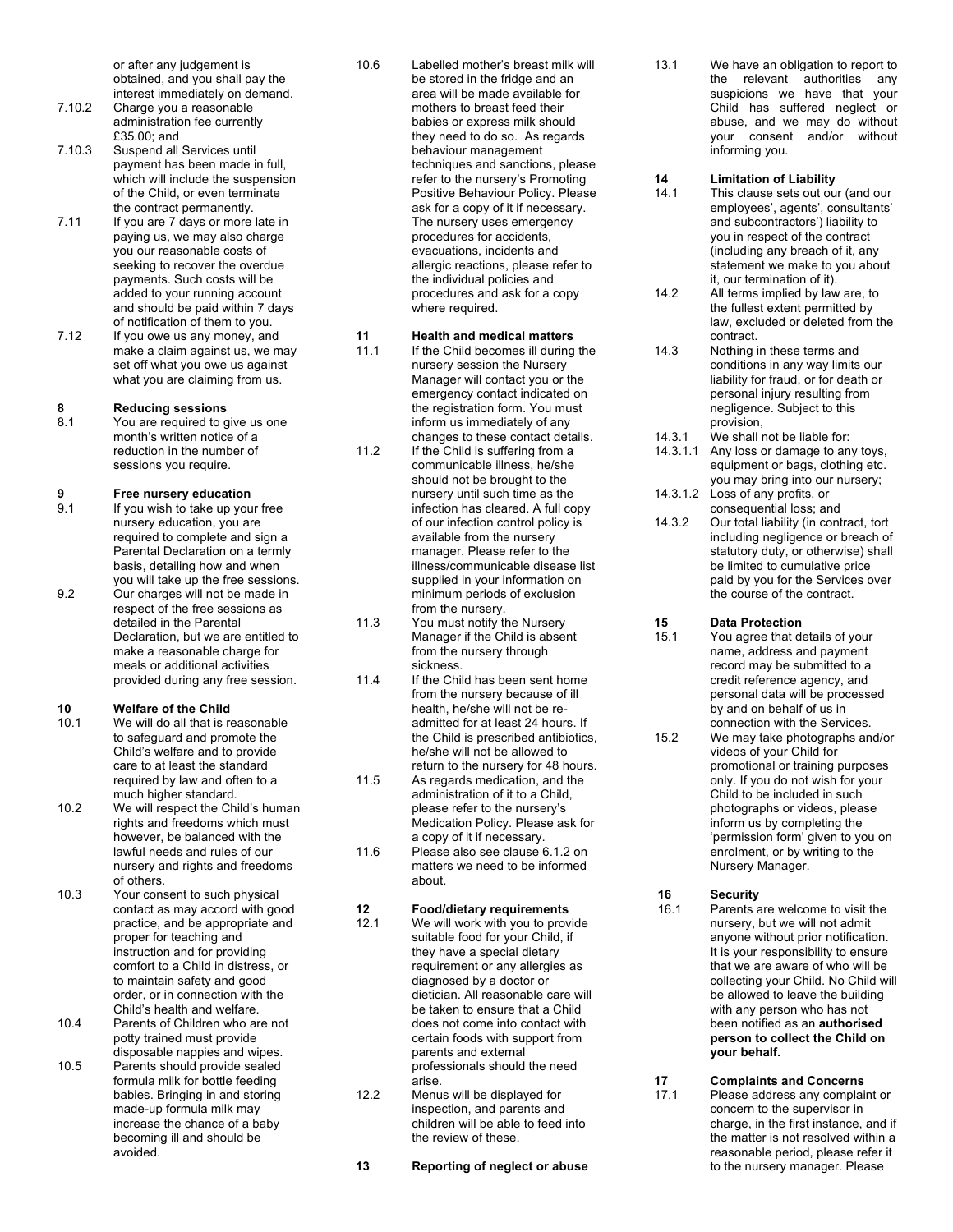or after any judgement is obtained, and you shall pay the interest immediately on demand.

7.10.2 Charge you a reasonable administration fee currently £35.00; and

7.10.3 Suspend all Services until payment has been made in full, which will include the suspension of the Child, or even terminate the contract permanently.

7.11 If you are 7 days or more late in paying us, we may also charge you our reasonable costs of seeking to recover the overdue payments. Such costs will be added to your running account and should be paid within 7 days of notification of them to you.

7.12 If you owe us any money, and make a claim against us, we may set off what you owe us against what you are claiming from us.

## 8 Reducing sessions

8.1 You are required to give us one month's written notice of a reduction in the number of sessions you require.

## 9 Free nursery education

9.1 If you wish to take up your free nursery education, you are required to complete and sign a Parental Declaration on a termly basis, detailing how and when you will take up the free sessions.

9.2 Our charges will not be made in respect of the free sessions as detailed in the Parental Declaration, but we are entitled to make a reasonable charge for meals or additional activities provided during any free session.

## 10 Welfare of the Child

10.1 We will do all that is reasonable to safeguard and promote the Child's welfare and to provide care to at least the standard required by law and often to a much higher standard.

10.2 We will respect the Child's human rights and freedoms which must however, be balanced with the lawful needs and rules of our nursery and rights and freedoms of others.

10.3 Your consent to such physical contact as may accord with good practice, and be appropriate and proper for teaching and instruction and for providing comfort to a Child in distress, or to maintain safety and good order, or in connection with the Child's health and welfare.

10.4 Parents of Children who are not potty trained must provide disposable nappies and wipes.

10.5 Parents should provide sealed formula milk for bottle feeding babies. Bringing in and storing made-up formula milk may increase the chance of a baby becoming ill and should be avoided.

10.6 Labelled mother's breast milk will be stored in the fridge and an area will be made available for mothers to breast feed their babies or express milk should they need to do so. As regards behaviour management techniques and sanctions, please refer to the nursery's Promoting Positive Behaviour Policy. Please ask for a copy of it if necessary. The nursery uses emergency procedures for accidents, evacuations, incidents and allergic reactions, please refer to the individual policies and procedures and ask for a copy where required.

## 11 Health and medical matters

11.1 If the Child becomes ill during the nursery session the Nursery Manager will contact you or the emergency contact indicated on the registration form. You must inform us immediately of any changes to these contact details.

11.2 If the Child is suffering from a communicable illness, he/she should not be brought to the nursery until such time as the infection has cleared. A full copy of our infection control policy is available from the nursery manager. Please refer to the illness/communicable disease list supplied in your information on minimum periods of exclusion from the nursery.

11.3 You must notify the Nursery Manager if the Child is absent from the nursery through sickness.

11.4 If the Child has been sent home from the nursery because of ill health, he/she will not be re-admitted for at least 24 hours. If the Child is prescribed antibiotics, he/she will not be allowed to return to the nursery for 48 hours.

11.5 As regards medication, and the administration of it to a Child, please refer to the nursery's Medication Policy. Please ask for a copy of it if necessary.

11.6 Please also see clause 6.1.2 on matters we need to be informed about.

## 12 Food/dietary requirements

12.1 We will work with you to provide suitable food for your Child, if they have a special dietary requirement or any allergies as diagnosed by a doctor or dietician. All reasonable care will be taken to ensure that a Child does not come into contact with certain foods with support from parents and external professionals should the need arise.

12.2 Menus will be displayed for inspection, and parents and children will be able to feed into the review of these.

## 13 Reporting of neglect or abuse

13.1 We have an obligation to report to the relevant authorities any suspicions we have that your Child has suffered neglect or abuse, and we may do without your consent and/or without informing you.

## 14 Limitation of Liability

14.1 This clause sets out our (and our employees', agents', consultants' and subcontractors') liability to you in respect of the contract (including any breach of it, any statement we make to you about it, our termination of it).

14.2 All terms implied by law are, to the fullest extent permitted by law, excluded or deleted from the contract.

14.3 Nothing in these terms and conditions in any way limits our liability for fraud, or for death or personal injury resulting from negligence. Subject to this provision,

14.3.1 We shall not be liable for:

14.3.1.1 Any loss or damage to any toys, equipment or bags, clothing etc. you may bring into our nursery;

14.3.1.2 Loss of any profits, or consequential loss; and

14.3.2 Our total liability (in contract, tort including negligence or breach of statutory duty, or otherwise) shall be limited to cumulative price paid by you for the Services over the course of the contract.

## 15 Data Protection

15.1 You agree that details of your name, address and payment record may be submitted to a credit reference agency, and personal data will be processed by and on behalf of us in connection with the Services.

15.2 We may take photographs and/or videos of your Child for promotional or training purposes only. If you do not wish for your Child to be included in such photographs or videos, please inform us by completing the 'permission form' given to you on enrolment, or by writing to the Nursery Manager.

## 16 Security

16.1 Parents are welcome to visit the nursery, but we will not admit anyone without prior notification. It is your responsibility to ensure that we are aware of who will be collecting your Child. No Child will be allowed to leave the building with any person who has not been notified as an **authorised person to collect the Child on your behalf.**

## 17 Complaints and Concerns

17.1 Please address any complaint or concern to the supervisor in charge, in the first instance, and if the matter is not resolved within a reasonable period, please refer it to the nursery manager. Please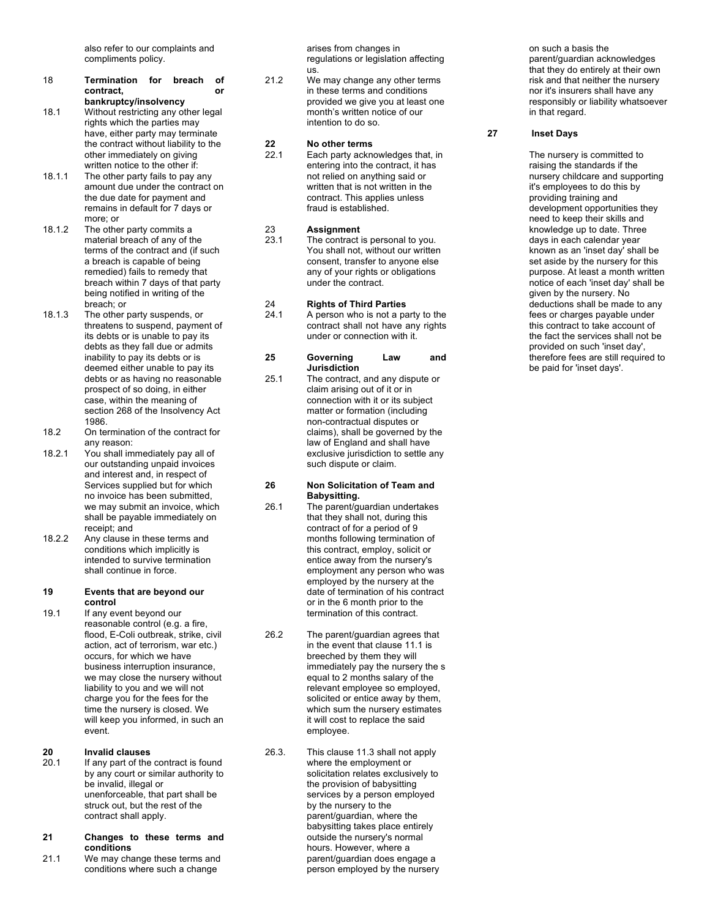also refer to our complaints and compliments policy.

**18 Termination for breach of contract, or bankruptcy/insolvency**

18.1 Without restricting any other legal rights which the parties may have, either party may terminate the contract without liability to the other immediately on giving written notice to the other if:

18.1.1 The other party fails to pay any amount due under the contract on the due date for payment and remains in default for 7 days or more; or

18.1.2 The other party commits a material breach of any of the terms of the contract and (if such a breach is capable of being remedied) fails to remedy that breach within 7 days of that party being notified in writing of the breach; or

18.1.3 The other party suspends, or threatens to suspend, payment of its debts or is unable to pay its debts as they fall due or admits inability to pay its debts or is deemed either unable to pay its debts or as having no reasonable prospect of so doing, in either case, within the meaning of section 268 of the Insolvency Act 1986.

18.2 On termination of the contract for any reason:

18.2.1 You shall immediately pay all of our outstanding unpaid invoices and interest and, in respect of Services supplied but for which no invoice has been submitted, we may submit an invoice, which shall be payable immediately on receipt; and

18.2.2 Any clause in these terms and conditions which implicitly is intended to survive termination shall continue in force.

**19 Events that are beyond our control**

19.1 If any event beyond our reasonable control (e.g. a fire, flood, E-Coli outbreak, strike, civil action, act of terrorism, war etc.) occurs, for which we have business interruption insurance, we may close the nursery without liability to you and we will not charge you for the fees for the time the nursery is closed. We will keep you informed, in such an event.

**20 Invalid clauses**

20.1 If any part of the contract is found by any court or similar authority to be invalid, illegal or unenforceable, that part shall be struck out, but the rest of the contract shall apply.

**21 Changes to these terms and conditions**

21.1 We may change these terms and conditions where such a change arises from changes in regulations or legislation affecting us.

21.2 We may change any other terms in these terms and conditions provided we give you at least one month's written notice of our intention to do so.

**22 No other terms**

22.1 Each party acknowledges that, in entering into the contract, it has not relied on anything said or written that is not written in the contract. This applies unless fraud is established.

**23 Assignment**

23.1 The contract is personal to you. You shall not, without our written consent, transfer to anyone else any of your rights or obligations under the contract.

**24 Rights of Third Parties**

24.1 A person who is not a party to the contract shall not have any rights under or connection with it.

**25 Governing Law and Jurisdiction**

25.1 The contract, and any dispute or claim arising out of it or in connection with it or its subject matter or formation (including non-contractual disputes or claims), shall be governed by the law of England and shall have exclusive jurisdiction to settle any such dispute or claim.

**26 Non Solicitation of Team and Babysitting.**

26.1 The parent/guardian undertakes that they shall not, during this contract of for a period of 9 months following termination of this contract, employ, solicit or entice away from the nursery's employment any person who was employed by the nursery at the date of termination of his contract or in the 6 month prior to the termination of this contract.

26.2 The parent/guardian agrees that in the event that clause 11.1 is breeched by them they will immediately pay the nursery the s equal to 2 months salary of the relevant employee so employed, solicited or entice away by them, which sum the nursery estimates it will cost to replace the said employee.

26.3. This clause 11.3 shall not apply where the employment or solicitation relates exclusively to the provision of babysitting services by a person employed by the nursery to the parent/guardian, where the babysitting takes place entirely outside the nursery's normal hours. However, where a parent/guardian does engage a person employed by the nursery on such a basis the parent/guardian acknowledges that they do entirely at their own risk and that neither the nursery nor it's insurers shall have any responsibly or liability whatsoever in that regard.

**27 Inset Days**

The nursery is committed to raising the standards if the nursery childcare and supporting it's employees to do this by providing training and development opportunities they need to keep their skills and knowledge up to date. Three days in each calendar year known as an 'inset day' shall be set aside by the nursery for this purpose. At least a month written notice of each 'inset day' shall be given by the nursery. No deductions shall be made to any fees or charges payable under this contract to take account of the fact the services shall not be provided on such 'inset day', therefore fees are still required to be paid for 'inset days'.